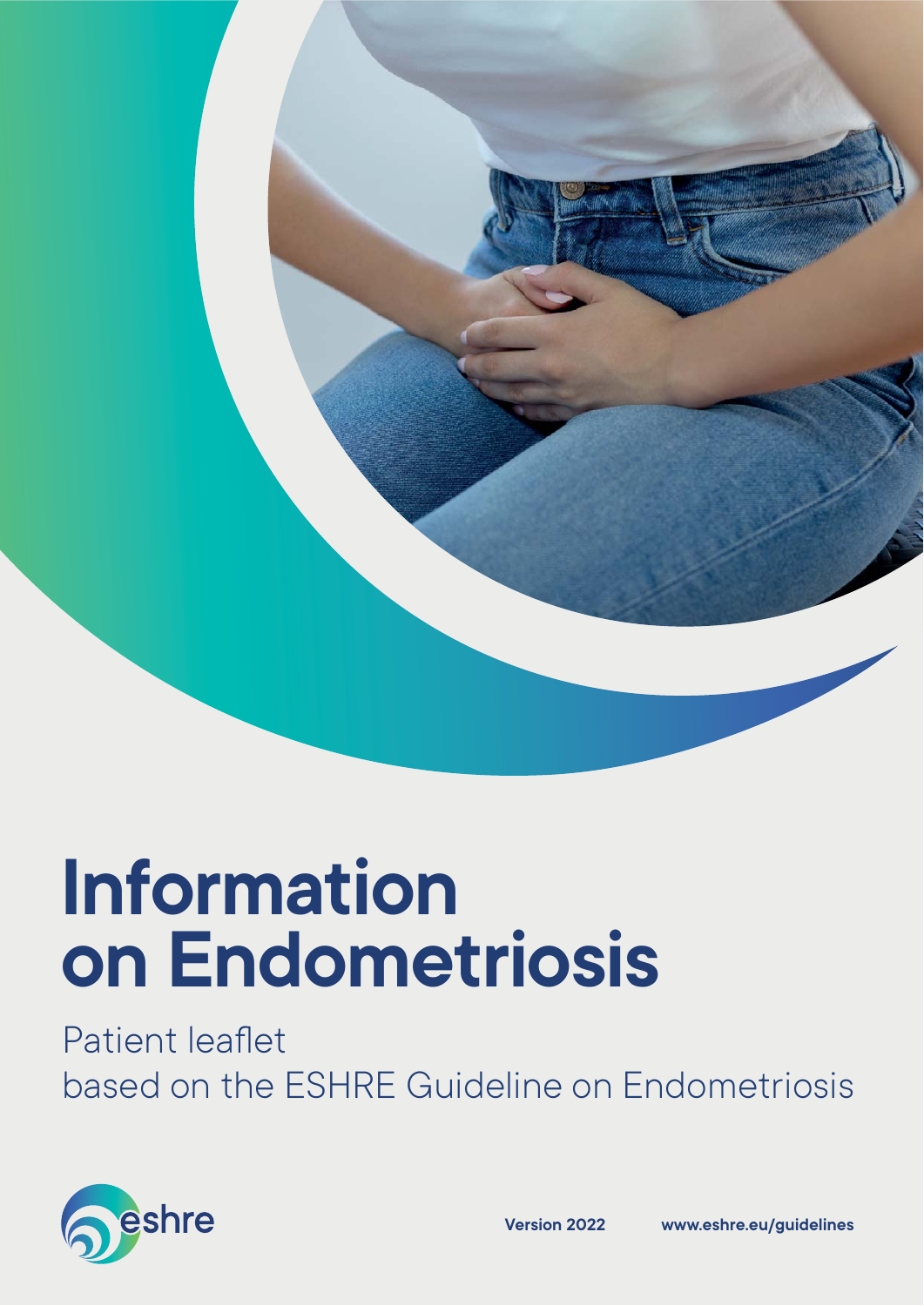# Information on Endometriosis

Patient leaflet
based on the ESHRE Guideline on Endometriosis

eshre

**Version 2022** **www.eshre.eu/guidelines**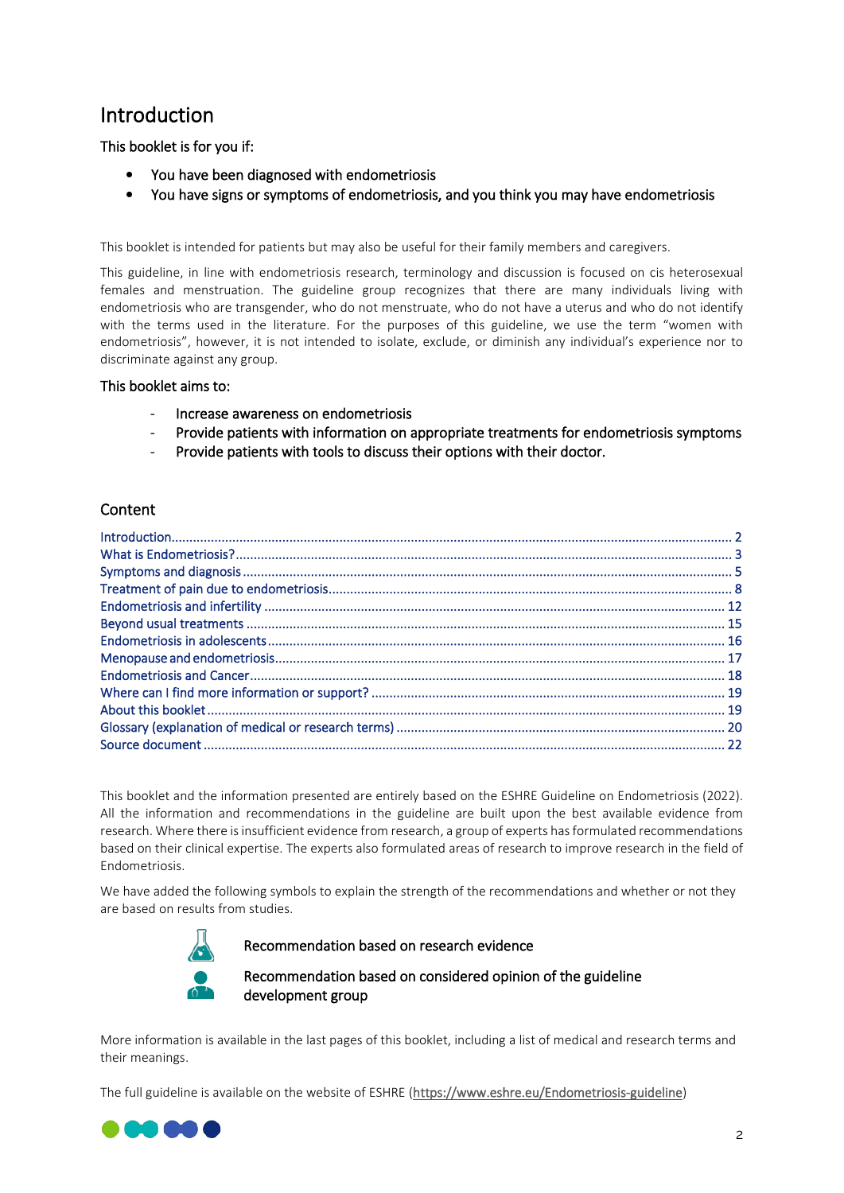# Introduction

This booklet is for you if:

- You have been diagnosed with endometriosis
- You have signs or symptoms of endometriosis, and you think you may have endometriosis

This booklet is intended for patients but may also be useful for their family members and caregivers.

This guideline, in line with endometriosis research, terminology and discussion is focused on cis heterosexual females and menstruation. The guideline group recognizes that there are many individuals living with endometriosis who are transgender, who do not menstruate, who do not have a uterus and who do not identify with the terms used in the literature. For the purposes of this guideline, we use the term "women with endometriosis", however, it is not intended to isolate, exclude, or diminish any individual's experience nor to discriminate against any group.

This booklet aims to:

- Increase awareness on endometriosis
- Provide patients with information on appropriate treatments for endometriosis symptoms
- Provide patients with tools to discuss their options with their doctor.

## Content

| | |
|---|---|
| Introduction | 2 |
| What is Endometriosis? | 3 |
| Symptoms and diagnosis | 5 |
| Treatment of pain due to endometriosis | 8 |
| Endometriosis and infertility | 12 |
| Beyond usual treatments | 15 |
| Endometriosis in adolescents | 16 |
| Menopause and endometriosis | 17 |
| Endometriosis and Cancer | 18 |
| Where can I find more information or support? | 19 |
| About this booklet | 19 |
| Glossary (explanation of medical or research terms) | 20 |
| Source document | 22 |

This booklet and the information presented are entirely based on the ESHRE Guideline on Endometriosis (2022). All the information and recommendations in the guideline are built upon the best available evidence from research. Where there is insufficient evidence from research, a group of experts has formulated recommendations based on their clinical expertise. The experts also formulated areas of research to improve research in the field of Endometriosis.

We have added the following symbols to explain the strength of the recommendations and whether or not they are based on results from studies.

Recommendation based on research evidence

Recommendation based on considered opinion of the guideline development group

More information is available in the last pages of this booklet, including a list of medical and research terms and their meanings.

The full guideline is available on the website of ESHRE (https://www.eshre.eu/Endometriosis-guideline)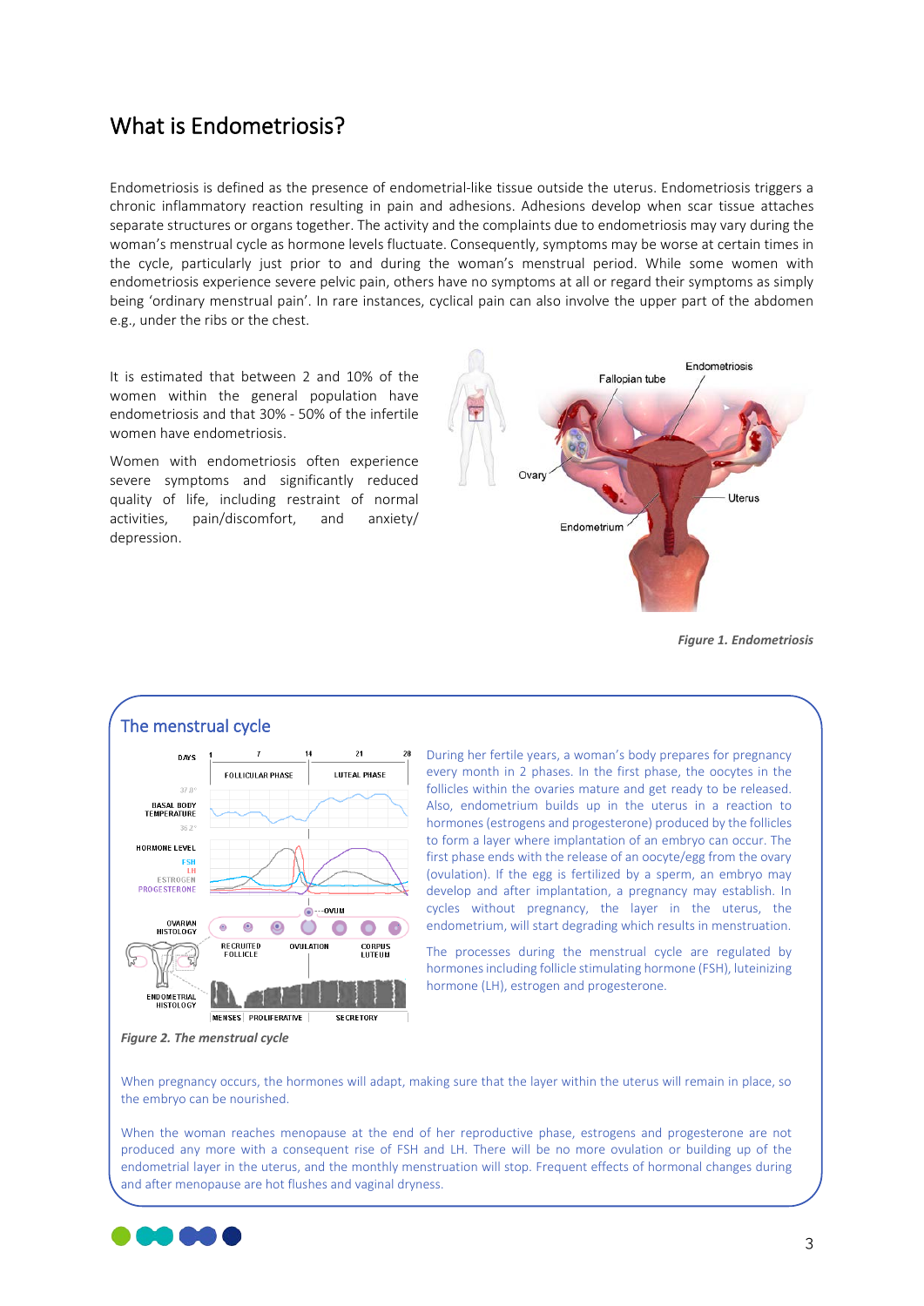# What is Endometriosis?

Endometriosis is defined as the presence of endometrial-like tissue outside the uterus. Endometriosis triggers a chronic inflammatory reaction resulting in pain and adhesions. Adhesions develop when scar tissue attaches separate structures or organs together. The activity and the complaints due to endometriosis may vary during the woman's menstrual cycle as hormone levels fluctuate. Consequently, symptoms may be worse at certain times in the cycle, particularly just prior to and during the woman's menstrual period. While some women with endometriosis experience severe pelvic pain, others have no symptoms at all or regard their symptoms as simply being 'ordinary menstrual pain'. In rare instances, cyclical pain can also involve the upper part of the abdomen e.g., under the ribs or the chest.

It is estimated that between 2 and 10% of the women within the general population have endometriosis and that 30% - 50% of the infertile women have endometriosis.

Women with endometriosis often experience severe symptoms and significantly reduced quality of life, including restraint of normal activities, pain/discomfort, and anxiety/depression.

*Figure 1. Endometriosis*

## The menstrual cycle

*Figure 2. The menstrual cycle*

During her fertile years, a woman's body prepares for pregnancy every month in 2 phases. In the first phase, the oocytes in the follicles within the ovaries mature and get ready to be released. Also, endometrium builds up in the uterus in a reaction to hormones (estrogens and progesterone) produced by the follicles to form a layer where implantation of an embryo can occur. The first phase ends with the release of an oocyte/egg from the ovary (ovulation). If the egg is fertilized by a sperm, an embryo may develop and after implantation, a pregnancy may establish. In cycles without pregnancy, the layer in the uterus, the endometrium, will start degrading which results in menstruation.

The processes during the menstrual cycle are regulated by hormones including follicle stimulating hormone (FSH), luteinizing hormone (LH), estrogen and progesterone.

When pregnancy occurs, the hormones will adapt, making sure that the layer within the uterus will remain in place, so the embryo can be nourished.

When the woman reaches menopause at the end of her reproductive phase, estrogens and progesterone are not produced any more with a consequent rise of FSH and LH. There will be no more ovulation or building up of the endometrial layer in the uterus, and the monthly menstruation will stop. Frequent effects of hormonal changes during and after menopause are hot flushes and vaginal dryness.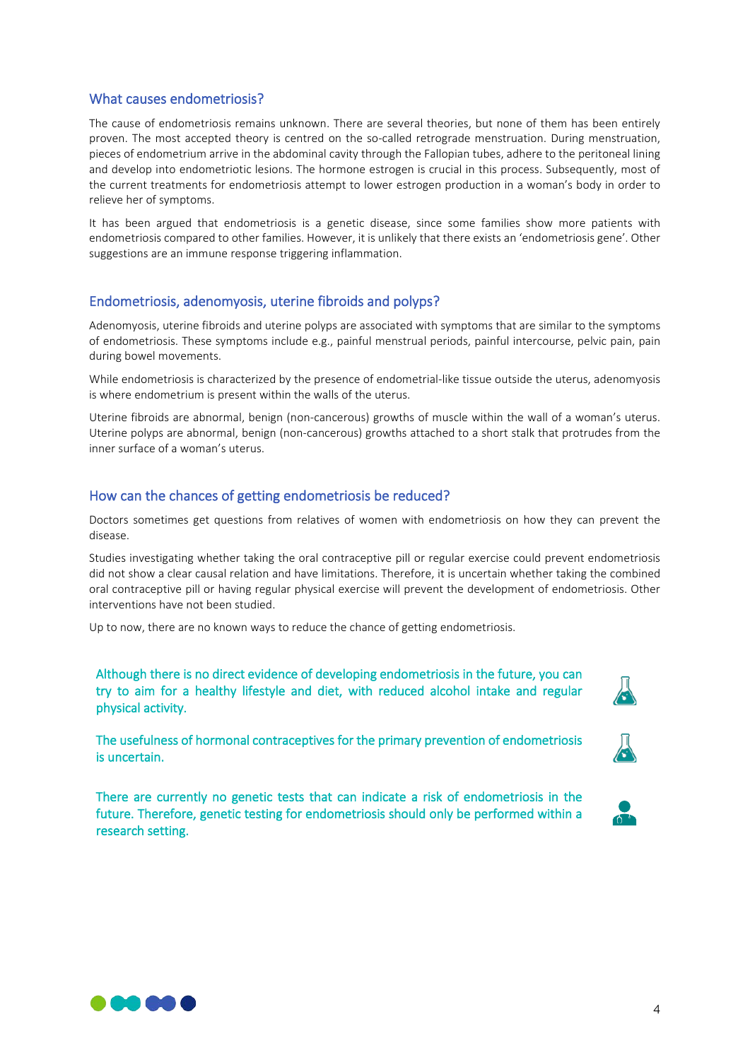## What causes endometriosis?

The cause of endometriosis remains unknown. There are several theories, but none of them has been entirely proven. The most accepted theory is centred on the so-called retrograde menstruation. During menstruation, pieces of endometrium arrive in the abdominal cavity through the Fallopian tubes, adhere to the peritoneal lining and develop into endometriotic lesions. The hormone estrogen is crucial in this process. Subsequently, most of the current treatments for endometriosis attempt to lower estrogen production in a woman's body in order to relieve her of symptoms.

It has been argued that endometriosis is a genetic disease, since some families show more patients with endometriosis compared to other families. However, it is unlikely that there exists an 'endometriosis gene'. Other suggestions are an immune response triggering inflammation.

## Endometriosis, adenomyosis, uterine fibroids and polyps?

Adenomyosis, uterine fibroids and uterine polyps are associated with symptoms that are similar to the symptoms of endometriosis. These symptoms include e.g., painful menstrual periods, painful intercourse, pelvic pain, pain during bowel movements.

While endometriosis is characterized by the presence of endometrial-like tissue outside the uterus, adenomyosis is where endometrium is present within the walls of the uterus.

Uterine fibroids are abnormal, benign (non-cancerous) growths of muscle within the wall of a woman's uterus. Uterine polyps are abnormal, benign (non-cancerous) growths attached to a short stalk that protrudes from the inner surface of a woman's uterus.

## How can the chances of getting endometriosis be reduced?

Doctors sometimes get questions from relatives of women with endometriosis on how they can prevent the disease.

Studies investigating whether taking the oral contraceptive pill or regular exercise could prevent endometriosis did not show a clear causal relation and have limitations. Therefore, it is uncertain whether taking the combined oral contraceptive pill or having regular physical exercise will prevent the development of endometriosis. Other interventions have not been studied.

Up to now, there are no known ways to reduce the chance of getting endometriosis.

Although there is no direct evidence of developing endometriosis in the future, you can try to aim for a healthy lifestyle and diet, with reduced alcohol intake and regular physical activity.

The usefulness of hormonal contraceptives for the primary prevention of endometriosis is uncertain.

There are currently no genetic tests that can indicate a risk of endometriosis in the future. Therefore, genetic testing for endometriosis should only be performed within a research setting.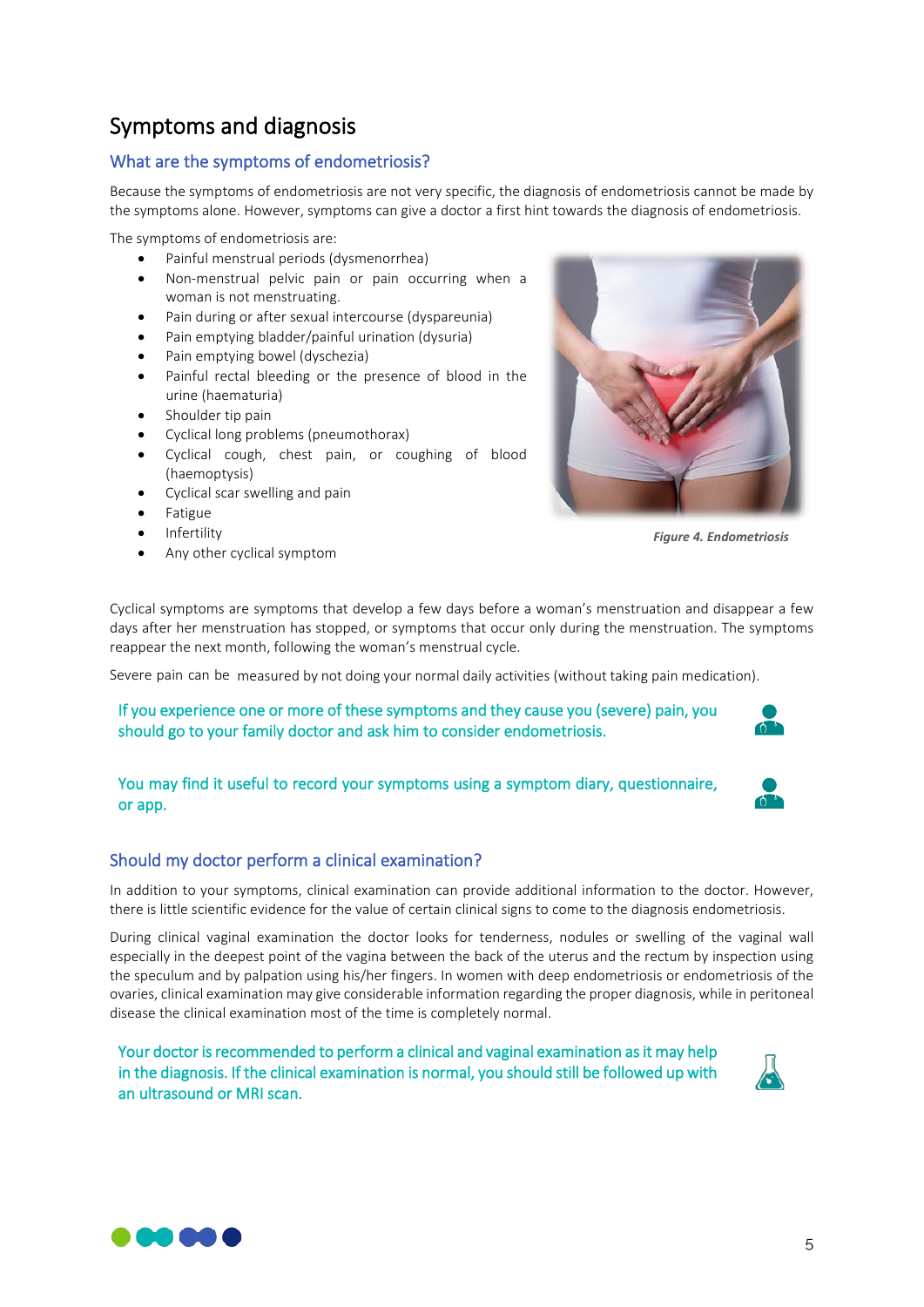# Symptoms and diagnosis

## What are the symptoms of endometriosis?

Because the symptoms of endometriosis are not very specific, the diagnosis of endometriosis cannot be made by the symptoms alone. However, symptoms can give a doctor a first hint towards the diagnosis of endometriosis.

The symptoms of endometriosis are:

- Painful menstrual periods (dysmenorrhea)
- Non-menstrual pelvic pain or pain occurring when a woman is not menstruating.
- Pain during or after sexual intercourse (dyspareunia)
- Pain emptying bladder/painful urination (dysuria)
- Pain emptying bowel (dyschezia)
- Painful rectal bleeding or the presence of blood in the urine (haematuria)
- Shoulder tip pain
- Cyclical long problems (pneumothorax)
- Cyclical cough, chest pain, or coughing of blood (haemoptysis)
- Cyclical scar swelling and pain
- Fatigue
- Infertility
- Any other cyclical symptom

*Figure 4. Endometriosis*

Cyclical symptoms are symptoms that develop a few days before a woman's menstruation and disappear a few days after her menstruation has stopped, or symptoms that occur only during the menstruation. The symptoms reappear the next month, following the woman's menstrual cycle.

Severe pain can be measured by not doing your normal daily activities (without taking pain medication).

If you experience one or more of these symptoms and they cause you (severe) pain, you should go to your family doctor and ask him to consider endometriosis.

You may find it useful to record your symptoms using a symptom diary, questionnaire, or app.

## Should my doctor perform a clinical examination?

In addition to your symptoms, clinical examination can provide additional information to the doctor. However, there is little scientific evidence for the value of certain clinical signs to come to the diagnosis endometriosis.

During clinical vaginal examination the doctor looks for tenderness, nodules or swelling of the vaginal wall especially in the deepest point of the vagina between the back of the uterus and the rectum by inspection using the speculum and by palpation using his/her fingers. In women with deep endometriosis or endometriosis of the ovaries, clinical examination may give considerable information regarding the proper diagnosis, while in peritoneal disease the clinical examination most of the time is completely normal.

Your doctor is recommended to perform a clinical and vaginal examination as it may help in the diagnosis. If the clinical examination is normal, you should still be followed up with an ultrasound or MRI scan.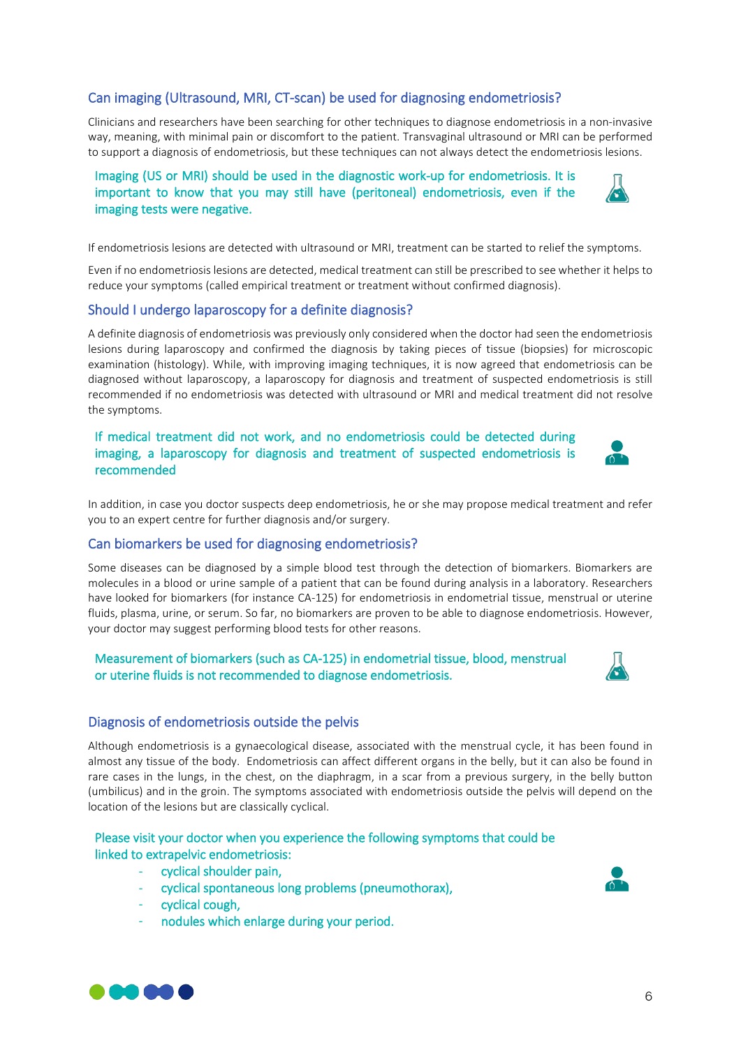## Can imaging (Ultrasound, MRI, CT-scan) be used for diagnosing endometriosis?

Clinicians and researchers have been searching for other techniques to diagnose endometriosis in a non-invasive way, meaning, with minimal pain or discomfort to the patient. Transvaginal ultrasound or MRI can be performed to support a diagnosis of endometriosis, but these techniques can not always detect the endometriosis lesions.

> Imaging (US or MRI) should be used in the diagnostic work-up for endometriosis. It is important to know that you may still have (peritoneal) endometriosis, even if the imaging tests were negative.

If endometriosis lesions are detected with ultrasound or MRI, treatment can be started to relief the symptoms.

Even if no endometriosis lesions are detected, medical treatment can still be prescribed to see whether it helps to reduce your symptoms (called empirical treatment or treatment without confirmed diagnosis).

## Should I undergo laparoscopy for a definite diagnosis?

A definite diagnosis of endometriosis was previously only considered when the doctor had seen the endometriosis lesions during laparoscopy and confirmed the diagnosis by taking pieces of tissue (biopsies) for microscopic examination (histology). While, with improving imaging techniques, it is now agreed that endometriosis can be diagnosed without laparoscopy, a laparoscopy for diagnosis and treatment of suspected endometriosis is still recommended if no endometriosis was detected with ultrasound or MRI and medical treatment did not resolve the symptoms.

> If medical treatment did not work, and no endometriosis could be detected during imaging, a laparoscopy for diagnosis and treatment of suspected endometriosis is recommended

In addition, in case you doctor suspects deep endometriosis, he or she may propose medical treatment and refer you to an expert centre for further diagnosis and/or surgery.

## Can biomarkers be used for diagnosing endometriosis?

Some diseases can be diagnosed by a simple blood test through the detection of biomarkers. Biomarkers are molecules in a blood or urine sample of a patient that can be found during analysis in a laboratory. Researchers have looked for biomarkers (for instance CA-125) for endometriosis in endometrial tissue, menstrual or uterine fluids, plasma, urine, or serum. So far, no biomarkers are proven to be able to diagnose endometriosis. However, your doctor may suggest performing blood tests for other reasons.

> Measurement of biomarkers (such as CA-125) in endometrial tissue, blood, menstrual or uterine fluids is not recommended to diagnose endometriosis.

## Diagnosis of endometriosis outside the pelvis

Although endometriosis is a gynaecological disease, associated with the menstrual cycle, it has been found in almost any tissue of the body. Endometriosis can affect different organs in the belly, but it can also be found in rare cases in the lungs, in the chest, on the diaphragm, in a scar from a previous surgery, in the belly button (umbilicus) and in the groin. The symptoms associated with endometriosis outside the pelvis will depend on the location of the lesions but are classically cyclical.

> Please visit your doctor when you experience the following symptoms that could be linked to extrapelvic endometriosis:
> - cyclical shoulder pain,
> - cyclical spontaneous long problems (pneumothorax),
> - cyclical cough,
> - nodules which enlarge during your period.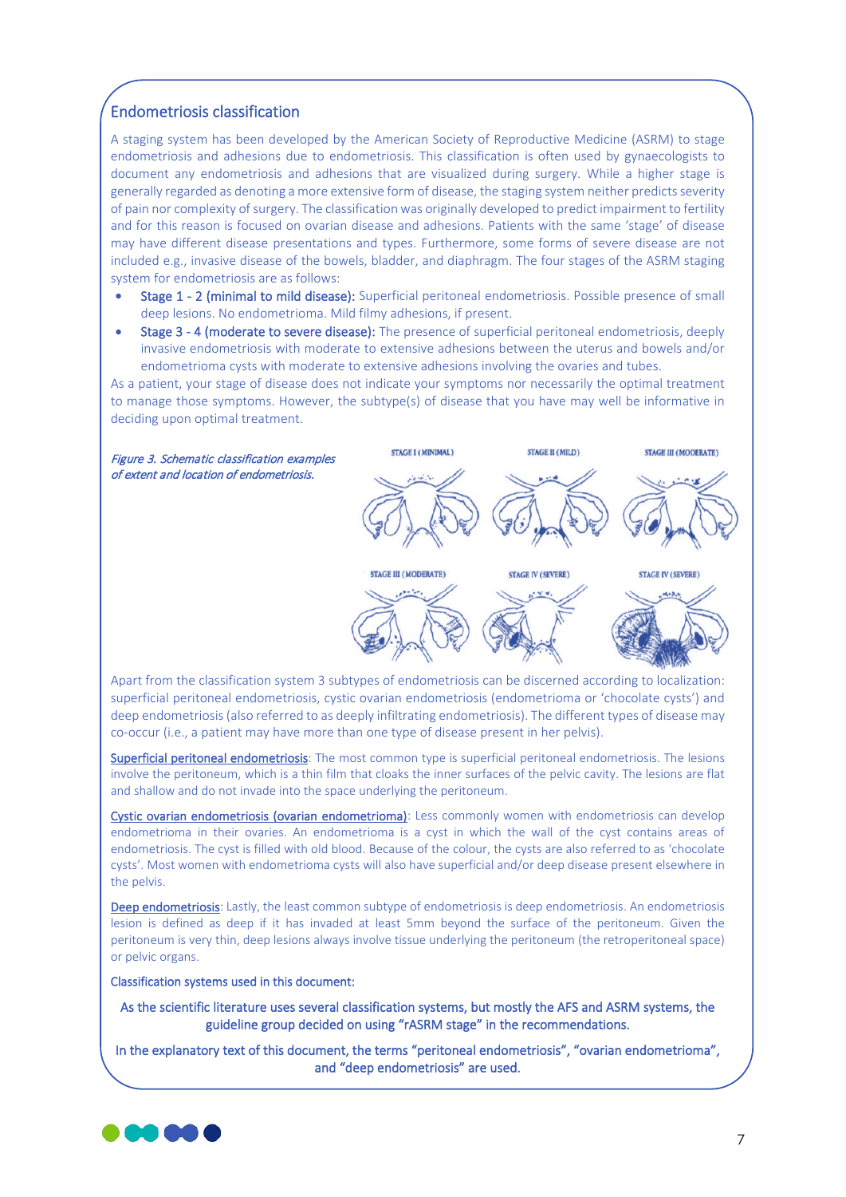## Endometriosis classification

A staging system has been developed by the American Society of Reproductive Medicine (ASRM) to stage endometriosis and adhesions due to endometriosis. This classification is often used by gynaecologists to document any endometriosis and adhesions that are visualized during surgery. While a higher stage is generally regarded as denoting a more extensive form of disease, the staging system neither predicts severity of pain nor complexity of surgery. The classification was originally developed to predict impairment to fertility and for this reason is focused on ovarian disease and adhesions. Patients with the same 'stage' of disease may have different disease presentations and types. Furthermore, some forms of severe disease are not included e.g., invasive disease of the bowels, bladder, and diaphragm. The four stages of the ASRM staging system for endometriosis are as follows:

- **Stage 1 - 2 (minimal to mild disease):** Superficial peritoneal endometriosis. Possible presence of small deep lesions. No endometrioma. Mild filmy adhesions, if present.
- **Stage 3 - 4 (moderate to severe disease):** The presence of superficial peritoneal endometriosis, deeply invasive endometriosis with moderate to extensive adhesions between the uterus and bowels and/or endometrioma cysts with moderate to extensive adhesions involving the ovaries and tubes.

As a patient, your stage of disease does not indicate your symptoms nor necessarily the optimal treatment to manage those symptoms. However, the subtype(s) of disease that you have may well be informative in deciding upon optimal treatment.

*Figure 3. Schematic classification examples of extent and location of endometriosis.*

STAGE I (MINIMAL) | STAGE II (MILD) | STAGE III (MODERATE) | STAGE III (MODERATE) | STAGE IV (SEVERE) | STAGE IV (SEVERE)

Apart from the classification system 3 subtypes of endometriosis can be discerned according to localization: superficial peritoneal endometriosis, cystic ovarian endometriosis (endometrioma or 'chocolate cysts') and deep endometriosis (also referred to as deeply infiltrating endometriosis). The different types of disease may co-occur (i.e., a patient may have more than one type of disease present in her pelvis).

Superficial peritoneal endometriosis: The most common type is superficial peritoneal endometriosis. The lesions involve the peritoneum, which is a thin film that cloaks the inner surfaces of the pelvic cavity. The lesions are flat and shallow and do not invade into the space underlying the peritoneum.

Cystic ovarian endometriosis (ovarian endometrioma): Less commonly women with endometriosis can develop endometrioma in their ovaries. An endometrioma is a cyst in which the wall of the cyst contains areas of endometriosis. The cyst is filled with old blood. Because of the colour, the cysts are also referred to as 'chocolate cysts'. Most women with endometrioma cysts will also have superficial and/or deep disease present elsewhere in the pelvis.

Deep endometriosis: Lastly, the least common subtype of endometriosis is deep endometriosis. An endometriosis lesion is defined as deep if it has invaded at least 5mm beyond the surface of the peritoneum. Given the peritoneum is very thin, deep lesions always involve tissue underlying the peritoneum (the retroperitoneal space) or pelvic organs.

Classification systems used in this document:

As the scientific literature uses several classification systems, but mostly the AFS and ASRM systems, the guideline group decided on using "rASRM stage" in the recommendations.

In the explanatory text of this document, the terms "peritoneal endometriosis", "ovarian endometrioma", and "deep endometriosis" are used.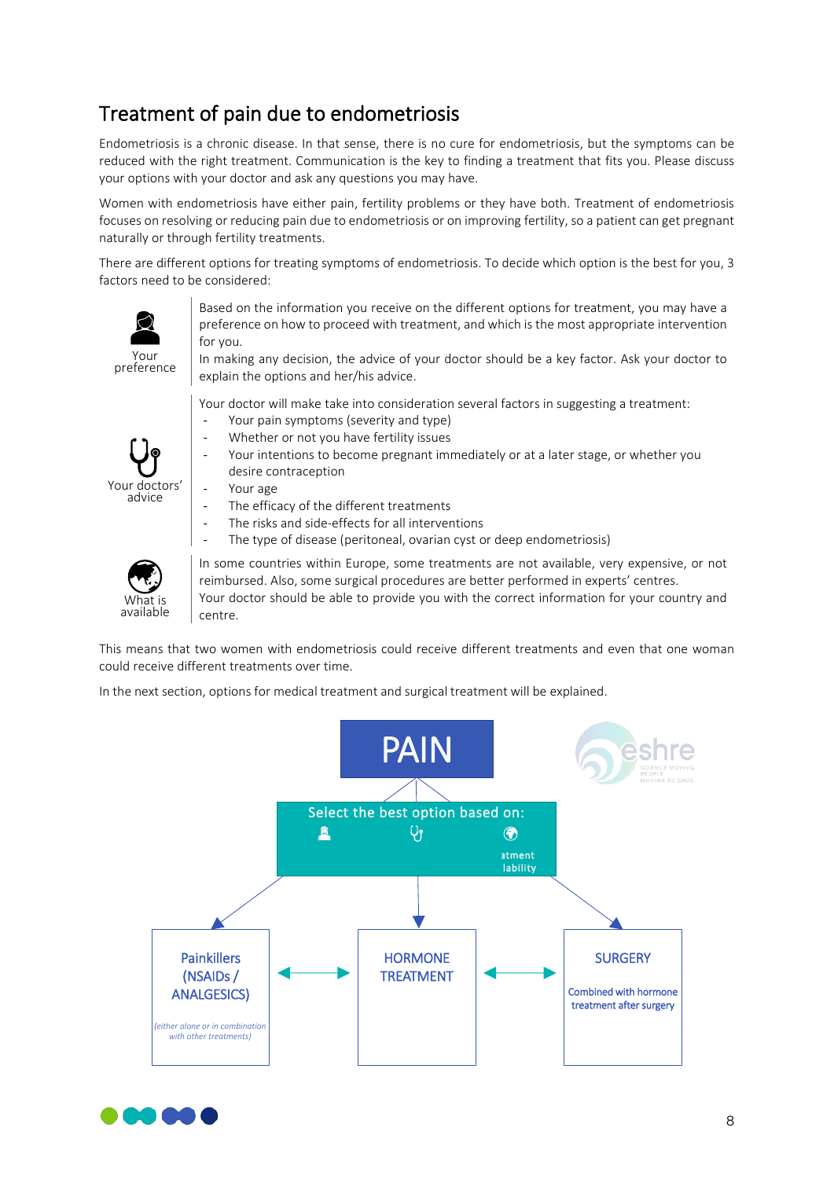## Treatment of pain due to endometriosis

Endometriosis is a chronic disease. In that sense, there is no cure for endometriosis, but the symptoms can be reduced with the right treatment. Communication is the key to finding a treatment that fits you. Please discuss your options with your doctor and ask any questions you may have.

Women with endometriosis have either pain, fertility problems or they have both. Treatment of endometriosis focuses on resolving or reducing pain due to endometriosis or on improving fertility, so a patient can get pregnant naturally or through fertility treatments.

There are different options for treating symptoms of endometriosis. To decide which option is the best for you, 3 factors need to be considered:

**Your preference**

Based on the information you receive on the different options for treatment, you may have a preference on how to proceed with treatment, and which is the most appropriate intervention for you.
In making any decision, the advice of your doctor should be a key factor. Ask your doctor to explain the options and her/his advice.

**Your doctors' advice**

Your doctor will make take into consideration several factors in suggesting a treatment:

- Your pain symptoms (severity and type)
- Whether or not you have fertility issues
- Your intentions to become pregnant immediately or at a later stage, or whether you desire contraception
- Your age
- The efficacy of the different treatments
- The risks and side-effects for all interventions
- The type of disease (peritoneal, ovarian cyst or deep endometriosis)

**What is available**

In some countries within Europe, some treatments are not available, very expensive, or not reimbursed. Also, some surgical procedures are better performed in experts' centres.
Your doctor should be able to provide you with the correct information for your country and centre.

This means that two women with endometriosis could receive different treatments and even that one woman could receive different treatments over time.

In the next section, options for medical treatment and surgical treatment will be explained.

**PAIN**

Select the best option based on: (your preference, your doctors' advice, treatment availability)

- **Painkillers (NSAIDs / ANALGESICS)** *(either alone or in combination with other treatments)*
- **HORMONE TREATMENT**
- **SURGERY** — Combined with hormone treatment after surgery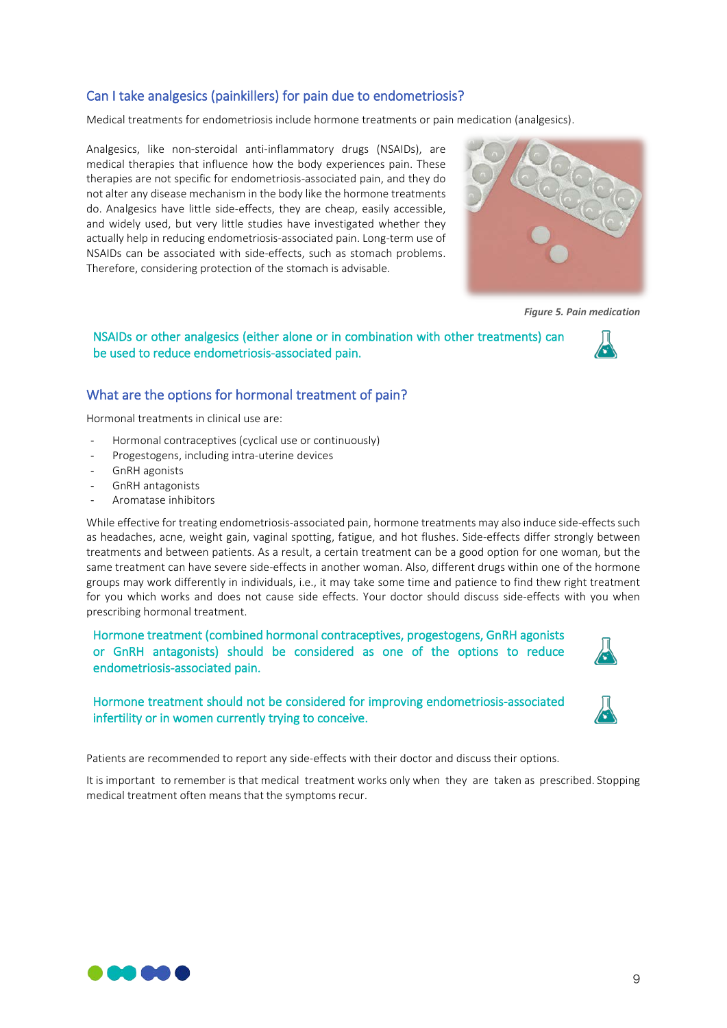## Can I take analgesics (painkillers) for pain due to endometriosis?

Medical treatments for endometriosis include hormone treatments or pain medication (analgesics).

Analgesics, like non-steroidal anti-inflammatory drugs (NSAIDs), are medical therapies that influence how the body experiences pain. These therapies are not specific for endometriosis-associated pain, and they do not alter any disease mechanism in the body like the hormone treatments do. Analgesics have little side-effects, they are cheap, easily accessible, and widely used, but very little studies have investigated whether they actually help in reducing endometriosis-associated pain. Long-term use of NSAIDs can be associated with side-effects, such as stomach problems. Therefore, considering protection of the stomach is advisable.

*Figure 5. Pain medication*

NSAIDs or other analgesics (either alone or in combination with other treatments) can be used to reduce endometriosis-associated pain.

## What are the options for hormonal treatment of pain?

Hormonal treatments in clinical use are:

- Hormonal contraceptives (cyclical use or continuously)
- Progestogens, including intra-uterine devices
- GnRH agonists
- GnRH antagonists
- Aromatase inhibitors

While effective for treating endometriosis-associated pain, hormone treatments may also induce side-effects such as headaches, acne, weight gain, vaginal spotting, fatigue, and hot flushes. Side-effects differ strongly between treatments and between patients. As a result, a certain treatment can be a good option for one woman, but the same treatment can have severe side-effects in another woman. Also, different drugs within one of the hormone groups may work differently in individuals, i.e., it may take some time and patience to find thew right treatment for you which works and does not cause side effects. Your doctor should discuss side-effects with you when prescribing hormonal treatment.

Hormone treatment (combined hormonal contraceptives, progestogens, GnRH agonists or GnRH antagonists) should be considered as one of the options to reduce endometriosis-associated pain.

Hormone treatment should not be considered for improving endometriosis-associated infertility or in women currently trying to conceive.

Patients are recommended to report any side-effects with their doctor and discuss their options.

It is important to remember is that medical treatment works only when they are taken as prescribed. Stopping medical treatment often means that the symptoms recur.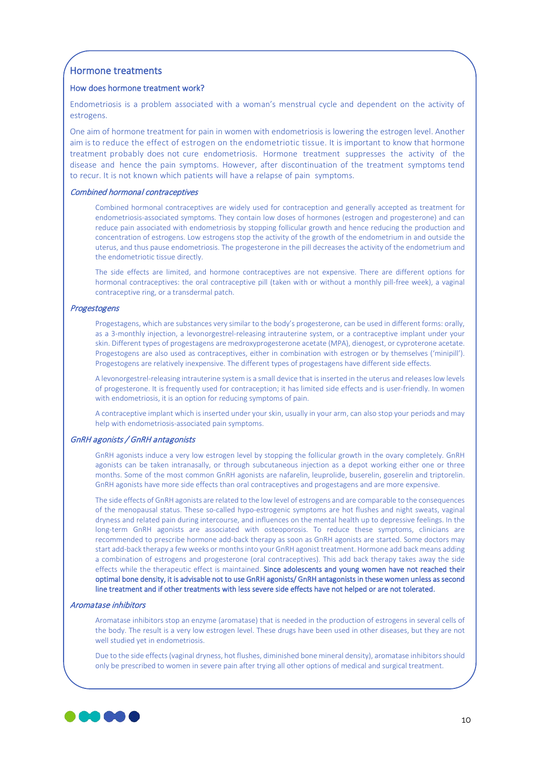## Hormone treatments

### How does hormone treatment work?

Endometriosis is a problem associated with a woman's menstrual cycle and dependent on the activity of estrogens.

One aim of hormone treatment for pain in women with endometriosis is lowering the estrogen level. Another aim is to reduce the effect of estrogen on the endometriotic tissue. It is important to know that hormone treatment probably does not cure endometriosis. Hormone treatment suppresses the activity of the disease and hence the pain symptoms. However, after discontinuation of the treatment symptoms tend to recur. It is not known which patients will have a relapse of pain symptoms.

#### *Combined hormonal contraceptives*

Combined hormonal contraceptives are widely used for contraception and generally accepted as treatment for endometriosis-associated symptoms. They contain low doses of hormones (estrogen and progesterone) and can reduce pain associated with endometriosis by stopping follicular growth and hence reducing the production and concentration of estrogens. Low estrogens stop the activity of the growth of the endometrium in and outside the uterus, and thus pause endometriosis. The progesterone in the pill decreases the activity of the endometrium and the endometriotic tissue directly.

The side effects are limited, and hormone contraceptives are not expensive. There are different options for hormonal contraceptives: the oral contraceptive pill (taken with or without a monthly pill-free week), a vaginal contraceptive ring, or a transdermal patch.

#### *Progestogens*

Progestagens, which are substances very similar to the body's progesterone, can be used in different forms: orally, as a 3-monthly injection, a levonorgestrel-releasing intrauterine system, or a contraceptive implant under your skin. Different types of progestagens are medroxyprogesterone acetate (MPA), dienogest, or cyproterone acetate. Progestogens are also used as contraceptives, either in combination with estrogen or by themselves ('minipill'). Progestogens are relatively inexpensive. The different types of progestagens have different side effects.

A levonorgestrel-releasing intrauterine system is a small device that is inserted in the uterus and releases low levels of progesterone. It is frequently used for contraception; it has limited side effects and is user-friendly. In women with endometriosis, it is an option for reducing symptoms of pain.

A contraceptive implant which is inserted under your skin, usually in your arm, can also stop your periods and may help with endometriosis-associated pain symptoms.

#### *GnRH agonists / GnRH antagonists*

GnRH agonists induce a very low estrogen level by stopping the follicular growth in the ovary completely. GnRH agonists can be taken intranasally, or through subcutaneous injection as a depot working either one or three months. Some of the most common GnRH agonists are nafarelin, leuprolide, buserelin, goserelin and triptorelin. GnRH agonists have more side effects than oral contraceptives and progestagens and are more expensive.

The side effects of GnRH agonists are related to the low level of estrogens and are comparable to the consequences of the menopausal status. These so-called hypo-estrogenic symptoms are hot flushes and night sweats, vaginal dryness and related pain during intercourse, and influences on the mental health up to depressive feelings. In the long-term GnRH agonists are associated with osteoporosis. To reduce these symptoms, clinicians are recommended to prescribe hormone add-back therapy as soon as GnRH agonists are started. Some doctors may start add-back therapy a few weeks or months into your GnRH agonist treatment. Hormone add back means adding a combination of estrogens and progesterone (oral contraceptives). This add back therapy takes away the side effects while the therapeutic effect is maintained. **Since adolescents and young women have not reached their optimal bone density, it is advisable not to use GnRH agonists/ GnRH antagonists in these women unless as second line treatment and if other treatments with less severe side effects have not helped or are not tolerated.**

#### *Aromatase inhibitors*

Aromatase inhibitors stop an enzyme (aromatase) that is needed in the production of estrogens in several cells of the body. The result is a very low estrogen level. These drugs have been used in other diseases, but they are not well studied yet in endometriosis.

Due to the side effects (vaginal dryness, hot flushes, diminished bone mineral density), aromatase inhibitors should only be prescribed to women in severe pain after trying all other options of medical and surgical treatment.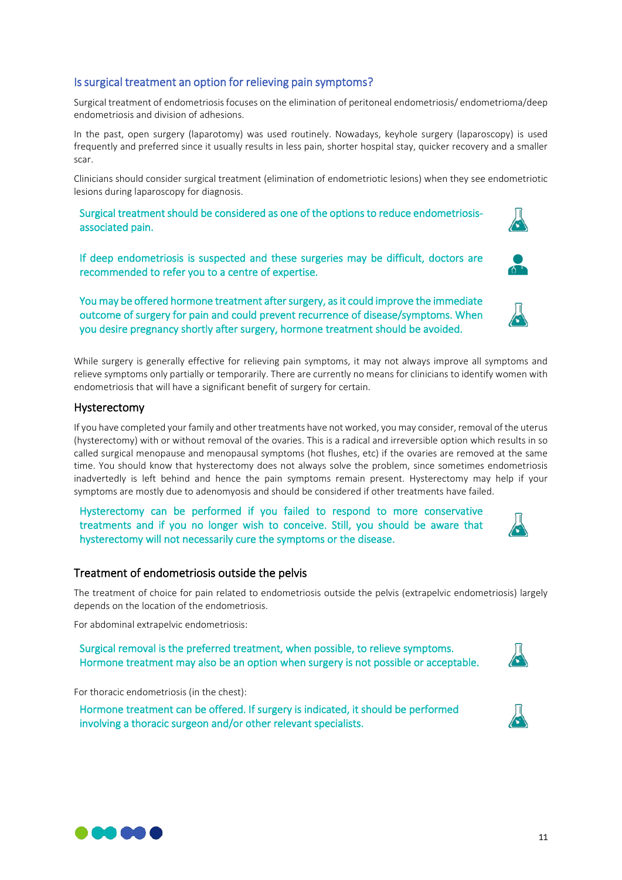## Is surgical treatment an option for relieving pain symptoms?

Surgical treatment of endometriosis focuses on the elimination of peritoneal endometriosis/ endometrioma/deep endometriosis and division of adhesions.

In the past, open surgery (laparotomy) was used routinely. Nowadays, keyhole surgery (laparoscopy) is used frequently and preferred since it usually results in less pain, shorter hospital stay, quicker recovery and a smaller scar.

Clinicians should consider surgical treatment (elimination of endometriotic lesions) when they see endometriotic lesions during laparoscopy for diagnosis.

Surgical treatment should be considered as one of the options to reduce endometriosis-associated pain.

If deep endometriosis is suspected and these surgeries may be difficult, doctors are recommended to refer you to a centre of expertise.

You may be offered hormone treatment after surgery, as it could improve the immediate outcome of surgery for pain and could prevent recurrence of disease/symptoms. When you desire pregnancy shortly after surgery, hormone treatment should be avoided.

While surgery is generally effective for relieving pain symptoms, it may not always improve all symptoms and relieve symptoms only partially or temporarily. There are currently no means for clinicians to identify women with endometriosis that will have a significant benefit of surgery for certain.

### Hysterectomy

If you have completed your family and other treatments have not worked, you may consider, removal of the uterus (hysterectomy) with or without removal of the ovaries. This is a radical and irreversible option which results in so called surgical menopause and menopausal symptoms (hot flushes, etc) if the ovaries are removed at the same time. You should know that hysterectomy does not always solve the problem, since sometimes endometriosis inadvertedly is left behind and hence the pain symptoms remain present. Hysterectomy may help if your symptoms are mostly due to adenomyosis and should be considered if other treatments have failed.

Hysterectomy can be performed if you failed to respond to more conservative treatments and if you no longer wish to conceive. Still, you should be aware that hysterectomy will not necessarily cure the symptoms or the disease.

### Treatment of endometriosis outside the pelvis

The treatment of choice for pain related to endometriosis outside the pelvis (extrapelvic endometriosis) largely depends on the location of the endometriosis.

For abdominal extrapelvic endometriosis:

Surgical removal is the preferred treatment, when possible, to relieve symptoms. Hormone treatment may also be an option when surgery is not possible or acceptable.

For thoracic endometriosis (in the chest):

Hormone treatment can be offered. If surgery is indicated, it should be performed involving a thoracic surgeon and/or other relevant specialists.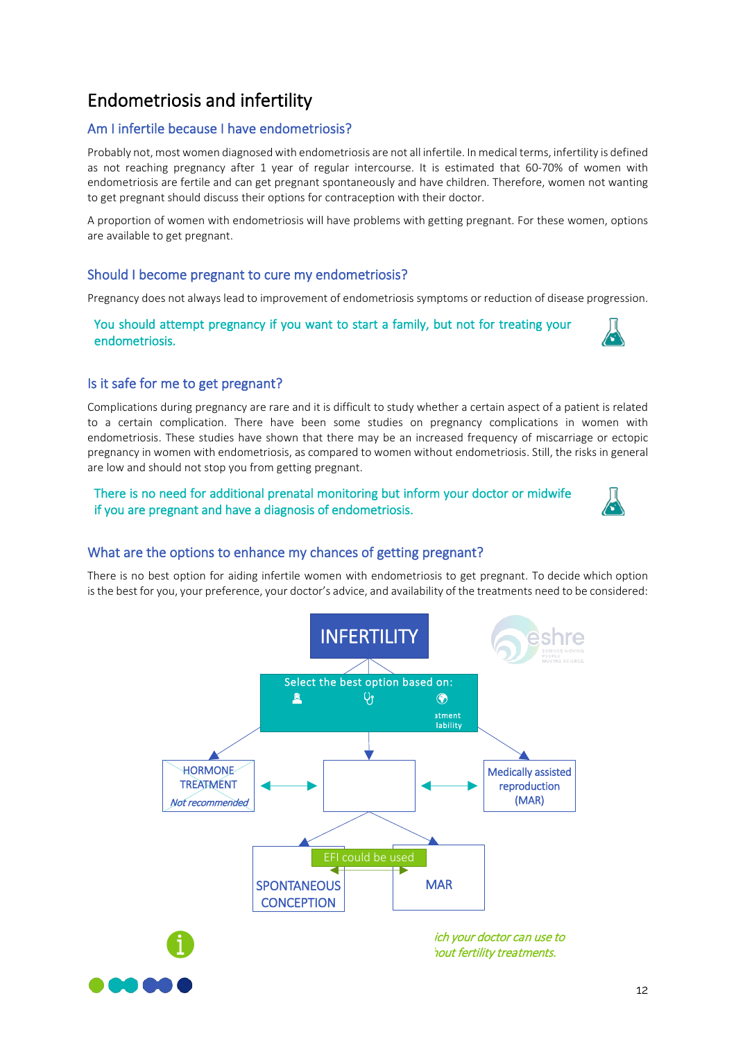# Endometriosis and infertility

## Am I infertile because I have endometriosis?

Probably not, most women diagnosed with endometriosis are not all infertile. In medical terms, infertility is defined as not reaching pregnancy after 1 year of regular intercourse. It is estimated that 60-70% of women with endometriosis are fertile and can get pregnant spontaneously and have children. Therefore, women not wanting to get pregnant should discuss their options for contraception with their doctor.

A proportion of women with endometriosis will have problems with getting pregnant. For these women, options are available to get pregnant.

## Should I become pregnant to cure my endometriosis?

Pregnancy does not always lead to improvement of endometriosis symptoms or reduction of disease progression.

You should attempt pregnancy if you want to start a family, but not for treating your endometriosis.

## Is it safe for me to get pregnant?

Complications during pregnancy are rare and it is difficult to study whether a certain aspect of a patient is related to a certain complication. There have been some studies on pregnancy complications in women with endometriosis. These studies have shown that there may be an increased frequency of miscarriage or ectopic pregnancy in women with endometriosis, as compared to women without endometriosis. Still, the risks in general are low and should not stop you from getting pregnant.

There is no need for additional prenatal monitoring but inform your doctor or midwife if you are pregnant and have a diagnosis of endometriosis.

## What are the options to enhance my chances of getting pregnant?

There is no best option for aiding infertile women with endometriosis to get pregnant. To decide which option is the best for you, your preference, your doctor's advice, and availability of the treatments need to be considered:

INFERTILITY

Select the best option based on:

atment
lability

HORMONE TREATMENT
*Not recommended*

Medically assisted reproduction (MAR)

EFI could be used

SPONTANEOUS CONCEPTION

MAR

*ich your doctor can use to*
*hout fertility treatments.*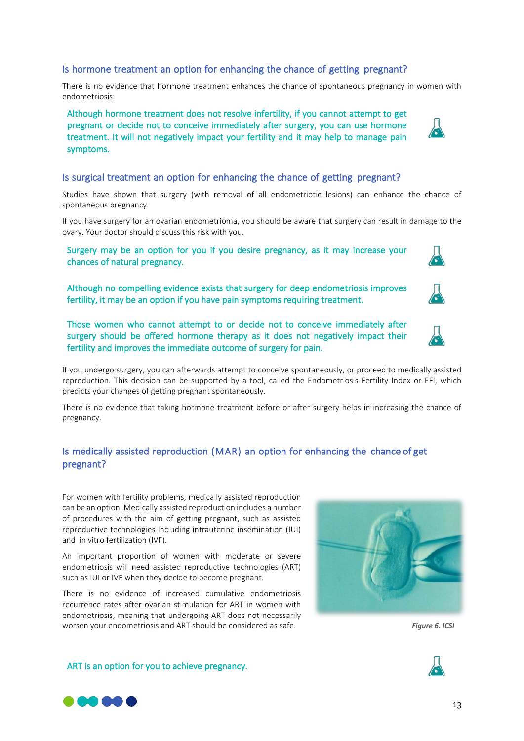## Is hormone treatment an option for enhancing the chance of getting pregnant?

There is no evidence that hormone treatment enhances the chance of spontaneous pregnancy in women with endometriosis.

Although hormone treatment does not resolve infertility, if you cannot attempt to get pregnant or decide not to conceive immediately after surgery, you can use hormone treatment. It will not negatively impact your fertility and it may help to manage pain symptoms.

## Is surgical treatment an option for enhancing the chance of getting pregnant?

Studies have shown that surgery (with removal of all endometriotic lesions) can enhance the chance of spontaneous pregnancy.

If you have surgery for an ovarian endometrioma, you should be aware that surgery can result in damage to the ovary. Your doctor should discuss this risk with you.

Surgery may be an option for you if you desire pregnancy, as it may increase your chances of natural pregnancy.

Although no compelling evidence exists that surgery for deep endometriosis improves fertility, it may be an option if you have pain symptoms requiring treatment.

Those women who cannot attempt to or decide not to conceive immediately after surgery should be offered hormone therapy as it does not negatively impact their fertility and improves the immediate outcome of surgery for pain.

If you undergo surgery, you can afterwards attempt to conceive spontaneously, or proceed to medically assisted reproduction. This decision can be supported by a tool, called the Endometriosis Fertility Index or EFI, which predicts your changes of getting pregnant spontaneously.

There is no evidence that taking hormone treatment before or after surgery helps in increasing the chance of pregnancy.

## Is medically assisted reproduction (MAR) an option for enhancing the chance of get pregnant?

For women with fertility problems, medically assisted reproduction can be an option. Medically assisted reproduction includes a number of procedures with the aim of getting pregnant, such as assisted reproductive technologies including intrauterine insemination (IUI) and in vitro fertilization (IVF).

An important proportion of women with moderate or severe endometriosis will need assisted reproductive technologies (ART) such as IUI or IVF when they decide to become pregnant.

There is no evidence of increased cumulative endometriosis recurrence rates after ovarian stimulation for ART in women with endometriosis, meaning that undergoing ART does not necessarily worsen your endometriosis and ART should be considered as safe.

*Figure 6. ICSI*

ART is an option for you to achieve pregnancy.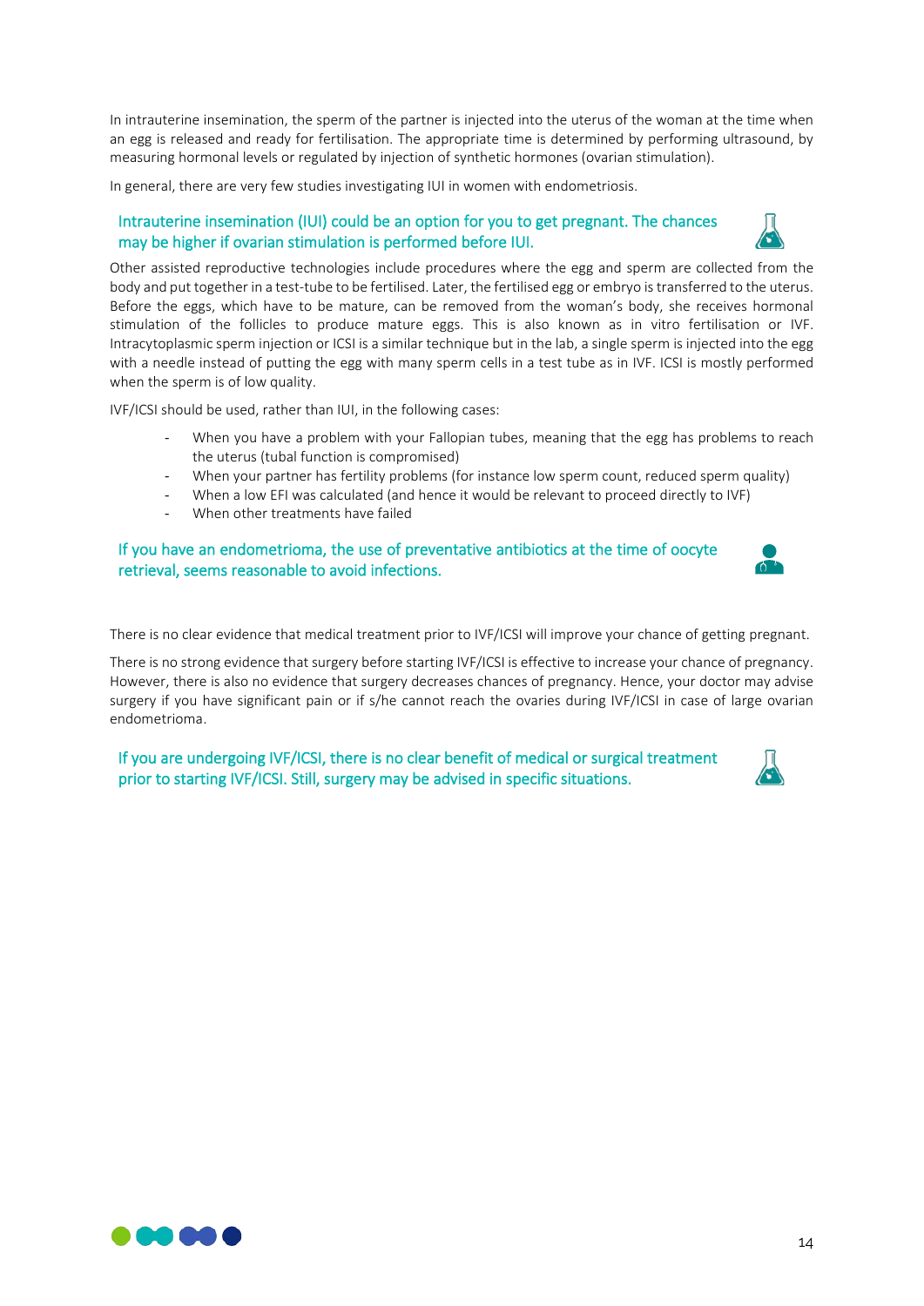In intrauterine insemination, the sperm of the partner is injected into the uterus of the woman at the time when an egg is released and ready for fertilisation. The appropriate time is determined by performing ultrasound, by measuring hormonal levels or regulated by injection of synthetic hormones (ovarian stimulation).

In general, there are very few studies investigating IUI in women with endometriosis.

**Intrauterine insemination (IUI) could be an option for you to get pregnant. The chances may be higher if ovarian stimulation is performed before IUI.**

Other assisted reproductive technologies include procedures where the egg and sperm are collected from the body and put together in a test-tube to be fertilised. Later, the fertilised egg or embryo is transferred to the uterus. Before the eggs, which have to be mature, can be removed from the woman's body, she receives hormonal stimulation of the follicles to produce mature eggs. This is also known as in vitro fertilisation or IVF. Intracytoplasmic sperm injection or ICSI is a similar technique but in the lab, a single sperm is injected into the egg with a needle instead of putting the egg with many sperm cells in a test tube as in IVF. ICSI is mostly performed when the sperm is of low quality.

IVF/ICSI should be used, rather than IUI, in the following cases:

- When you have a problem with your Fallopian tubes, meaning that the egg has problems to reach the uterus (tubal function is compromised)
- When your partner has fertility problems (for instance low sperm count, reduced sperm quality)
- When a low EFI was calculated (and hence it would be relevant to proceed directly to IVF)
- When other treatments have failed

**If you have an endometrioma, the use of preventative antibiotics at the time of oocyte retrieval, seems reasonable to avoid infections.**

There is no clear evidence that medical treatment prior to IVF/ICSI will improve your chance of getting pregnant.

There is no strong evidence that surgery before starting IVF/ICSI is effective to increase your chance of pregnancy. However, there is also no evidence that surgery decreases chances of pregnancy. Hence, your doctor may advise surgery if you have significant pain or if s/he cannot reach the ovaries during IVF/ICSI in case of large ovarian endometrioma.

**If you are undergoing IVF/ICSI, there is no clear benefit of medical or surgical treatment prior to starting IVF/ICSI. Still, surgery may be advised in specific situations.**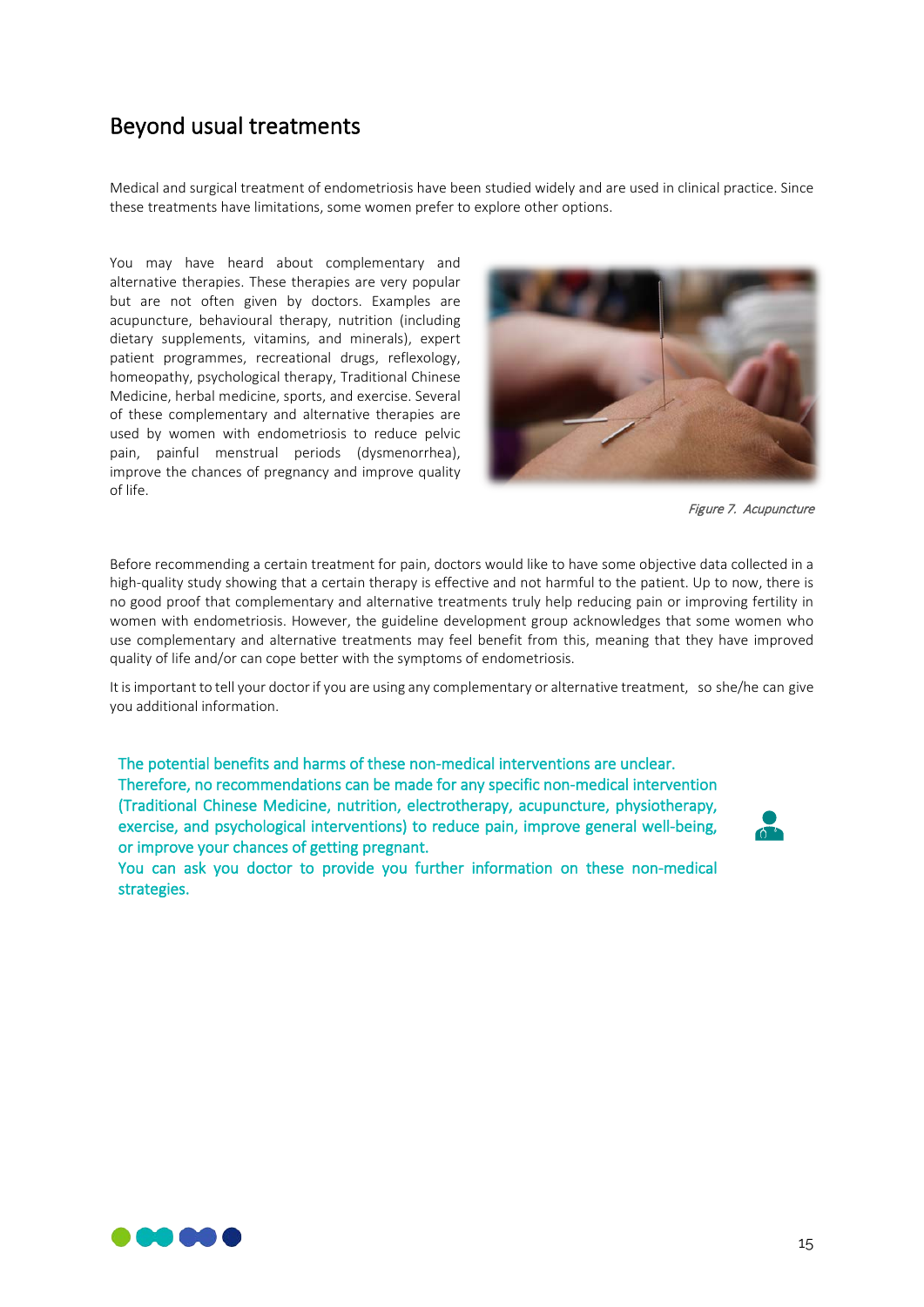## Beyond usual treatments

Medical and surgical treatment of endometriosis have been studied widely and are used in clinical practice. Since these treatments have limitations, some women prefer to explore other options.

You may have heard about complementary and alternative therapies. These therapies are very popular but are not often given by doctors. Examples are acupuncture, behavioural therapy, nutrition (including dietary supplements, vitamins, and minerals), expert patient programmes, recreational drugs, reflexology, homeopathy, psychological therapy, Traditional Chinese Medicine, herbal medicine, sports, and exercise. Several of these complementary and alternative therapies are used by women with endometriosis to reduce pelvic pain, painful menstrual periods (dysmenorrhea), improve the chances of pregnancy and improve quality of life.

*Figure 7. Acupuncture*

Before recommending a certain treatment for pain, doctors would like to have some objective data collected in a high-quality study showing that a certain therapy is effective and not harmful to the patient. Up to now, there is no good proof that complementary and alternative treatments truly help reducing pain or improving fertility in women with endometriosis. However, the guideline development group acknowledges that some women who use complementary and alternative treatments may feel benefit from this, meaning that they have improved quality of life and/or can cope better with the symptoms of endometriosis.

It is important to tell your doctor if you are using any complementary or alternative treatment, so she/he can give you additional information.

The potential benefits and harms of these non-medical interventions are unclear. Therefore, no recommendations can be made for any specific non-medical intervention (Traditional Chinese Medicine, nutrition, electrotherapy, acupuncture, physiotherapy, exercise, and psychological interventions) to reduce pain, improve general well-being, or improve your chances of getting pregnant.
You can ask you doctor to provide you further information on these non-medical strategies.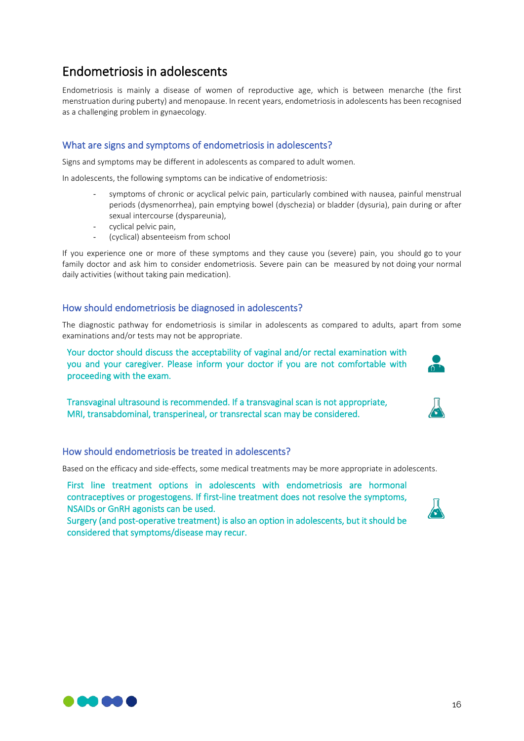# Endometriosis in adolescents

Endometriosis is mainly a disease of women of reproductive age, which is between menarche (the first menstruation during puberty) and menopause. In recent years, endometriosis in adolescents has been recognised as a challenging problem in gynaecology.

## What are signs and symptoms of endometriosis in adolescents?

Signs and symptoms may be different in adolescents as compared to adult women.

In adolescents, the following symptoms can be indicative of endometriosis:

- symptoms of chronic or acyclical pelvic pain, particularly combined with nausea, painful menstrual periods (dysmenorrhea), pain emptying bowel (dyschezia) or bladder (dysuria), pain during or after sexual intercourse (dyspareunia),
- cyclical pelvic pain,
- (cyclical) absenteeism from school

If you experience one or more of these symptoms and they cause you (severe) pain, you should go to your family doctor and ask him to consider endometriosis. Severe pain can be measured by not doing your normal daily activities (without taking pain medication).

## How should endometriosis be diagnosed in adolescents?

The diagnostic pathway for endometriosis is similar in adolescents as compared to adults, apart from some examinations and/or tests may not be appropriate.

Your doctor should discuss the acceptability of vaginal and/or rectal examination with you and your caregiver. Please inform your doctor if you are not comfortable with proceeding with the exam.

Transvaginal ultrasound is recommended. If a transvaginal scan is not appropriate, MRI, transabdominal, transperineal, or transrectal scan may be considered.

## How should endometriosis be treated in adolescents?

Based on the efficacy and side-effects, some medical treatments may be more appropriate in adolescents.

First line treatment options in adolescents with endometriosis are hormonal contraceptives or progestogens. If first-line treatment does not resolve the symptoms, NSAIDs or GnRH agonists can be used.
Surgery (and post-operative treatment) is also an option in adolescents, but it should be considered that symptoms/disease may recur.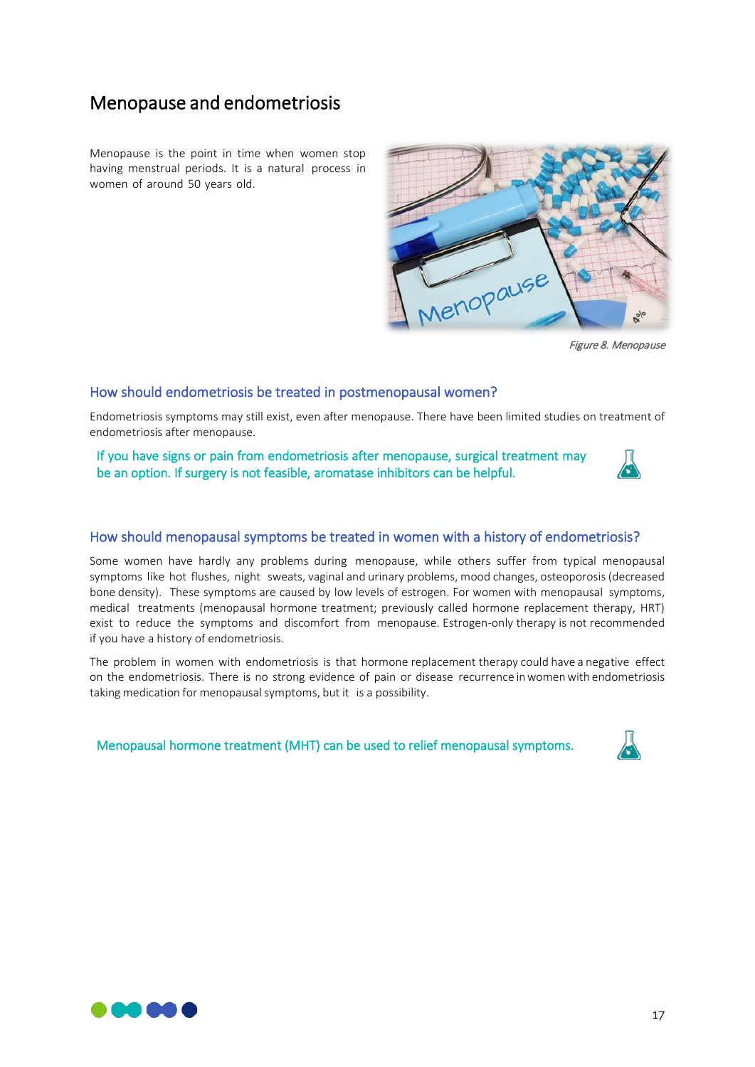# Menopause and endometriosis

Menopause is the point in time when women stop having menstrual periods. It is a natural process in women of around 50 years old.

*Figure 8. Menopause*

## How should endometriosis be treated in postmenopausal women?

Endometriosis symptoms may still exist, even after menopause. There have been limited studies on treatment of endometriosis after menopause.

If you have signs or pain from endometriosis after menopause, surgical treatment may be an option. If surgery is not feasible, aromatase inhibitors can be helpful.

## How should menopausal symptoms be treated in women with a history of endometriosis?

Some women have hardly any problems during menopause, while others suffer from typical menopausal symptoms like hot flushes, night sweats, vaginal and urinary problems, mood changes, osteoporosis (decreased bone density). These symptoms are caused by low levels of estrogen. For women with menopausal symptoms, medical treatments (menopausal hormone treatment; previously called hormone replacement therapy, HRT) exist to reduce the symptoms and discomfort from menopause. Estrogen-only therapy is not recommended if you have a history of endometriosis.

The problem in women with endometriosis is that hormone replacement therapy could have a negative effect on the endometriosis. There is no strong evidence of pain or disease recurrence in women with endometriosis taking medication for menopausal symptoms, but it is a possibility.

Menopausal hormone treatment (MHT) can be used to relief menopausal symptoms.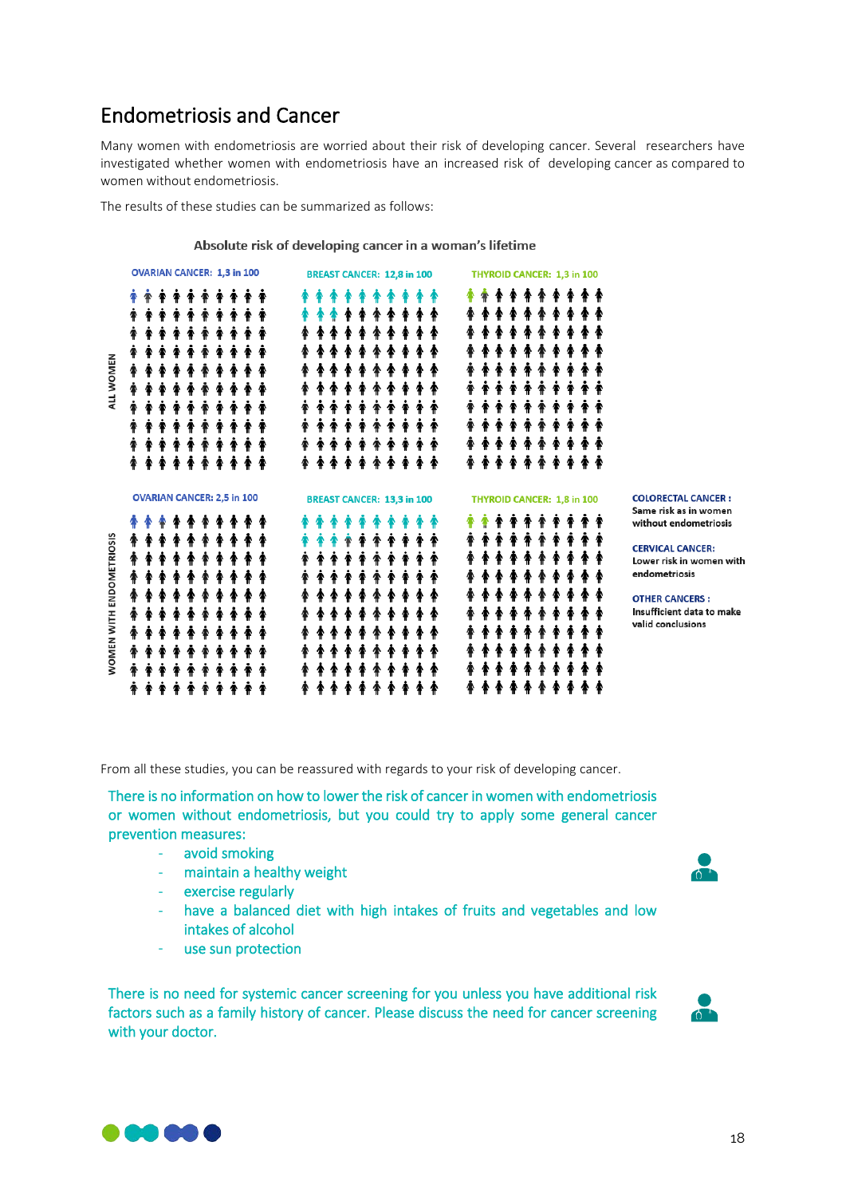# Endometriosis and Cancer

Many women with endometriosis are worried about their risk of developing cancer. Several researchers have investigated whether women with endometriosis have an increased risk of developing cancer as compared to women without endometriosis.

The results of these studies can be summarized as follows:

**Absolute risk of developing cancer in a woman's lifetime**

| | Ovarian cancer | Breast cancer | Thyroid cancer |
|---|---|---|---|
| ALL WOMEN | 1,3 in 100 | 12,8 in 100 | 1,3 in 100 |
| WOMEN WITH ENDOMETRIOSIS | 2,5 in 100 | 13,3 in 100 | 1,8 in 100 |

**COLORECTAL CANCER :** Same risk as in women without endometriosis

**CERVICAL CANCER:** Lower risk in women with endometriosis

**OTHER CANCERS :** Insufficient data to make valid conclusions

From all these studies, you can be reassured with regards to your risk of developing cancer.

There is no information on how to lower the risk of cancer in women with endometriosis or women without endometriosis, but you could try to apply some general cancer prevention measures:

- avoid smoking
- maintain a healthy weight
- exercise regularly
- have a balanced diet with high intakes of fruits and vegetables and low intakes of alcohol
- use sun protection

There is no need for systemic cancer screening for you unless you have additional risk factors such as a family history of cancer. Please discuss the need for cancer screening with your doctor.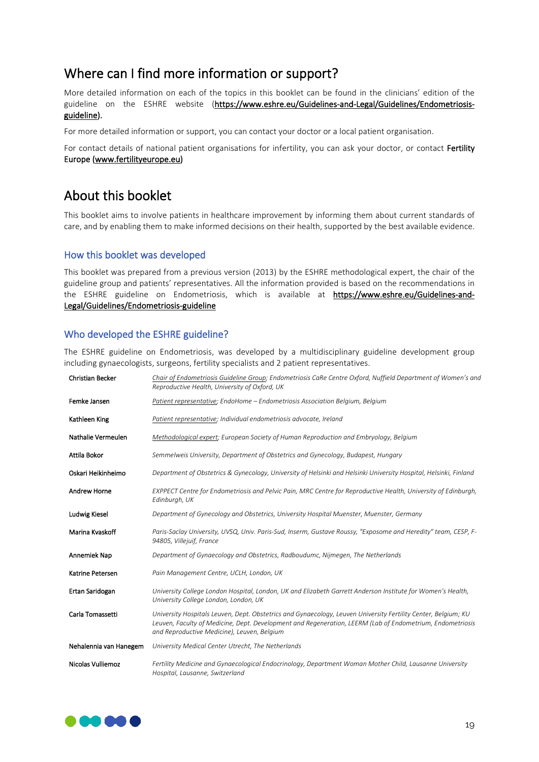## Where can I find more information or support?

More detailed information on each of the topics in this booklet can be found in the clinicians' edition of the guideline on the ESHRE website (**https://www.eshre.eu/Guidelines-and-Legal/Guidelines/Endometriosis-guideline**).

For more detailed information or support, you can contact your doctor or a local patient organisation.

For contact details of national patient organisations for infertility, you can ask your doctor, or contact **Fertility Europe (www.fertilityeurope.eu)**

## About this booklet

This booklet aims to involve patients in healthcare improvement by informing them about current standards of care, and by enabling them to make informed decisions on their health, supported by the best available evidence.

### How this booklet was developed

This booklet was prepared from a previous version (2013) by the ESHRE methodological expert, the chair of the guideline group and patients' representatives. All the information provided is based on the recommendations in the ESHRE guideline on Endometriosis, which is available at **https://www.eshre.eu/Guidelines-and-Legal/Guidelines/Endometriosis-guideline**

### Who developed the ESHRE guideline?

The ESHRE guideline on Endometriosis, was developed by a multidisciplinary guideline development group including gynaecologists, surgeons, fertility specialists and 2 patient representatives.

| | |
|---|---|
| Christian Becker | *Chair of Endometriosis Guideline Group; Endometriosis CaRe Centre Oxford, Nuffield Department of Women's and Reproductive Health, University of Oxford, UK* |
| Femke Jansen | *Patient representative; EndoHome – Endometriosis Association Belgium, Belgium* |
| Kathleen King | *Patient representative; Individual endometriosis advocate, Ireland* |
| Nathalie Vermeulen | *Methodological expert; European Society of Human Reproduction and Embryology, Belgium* |
| Attila Bokor | *Semmelweis University, Department of Obstetrics and Gynecology, Budapest, Hungary* |
| Oskari Heikinheimo | *Department of Obstetrics & Gynecology, University of Helsinki and Helsinki University Hospital, Helsinki, Finland* |
| Andrew Horne | *EXPPECT Centre for Endometriosis and Pelvic Pain, MRC Centre for Reproductive Health, University of Edinburgh, Edinburgh, UK* |
| Ludwig Kiesel | *Department of Gynecology and Obstetrics, University Hospital Muenster, Muenster, Germany* |
| Marina Kvaskoff | *Paris-Saclay University, UVSQ, Univ. Paris-Sud, Inserm, Gustave Roussy, "Exposome and Heredity" team, CESP, F-94805, Villejuif, France* |
| Annemiek Nap | *Department of Gynaecology and Obstetrics, Radboudumc, Nijmegen, The Netherlands* |
| Katrine Petersen | *Pain Management Centre, UCLH, London, UK* |
| Ertan Saridogan | *University College London Hospital, London, UK and Elizabeth Garrett Anderson Institute for Women's Health, University College London, London, UK* |
| Carla Tomassetti | *University Hospitals Leuven, Dept. Obstetrics and Gynaecology, Leuven University Fertility Center, Belgium; KU Leuven, Faculty of Medicine, Dept. Development and Regeneration, LEERM (Lab of Endometrium, Endometriosis and Reproductive Medicine), Leuven, Belgium* |
| Nehalennia van Hanegem | *University Medical Center Utrecht, The Netherlands* |
| Nicolas Vulliemoz | *Fertility Medicine and Gynaecological Endocrinology, Department Woman Mother Child, Lausanne University Hospital, Lausanne, Switzerland* |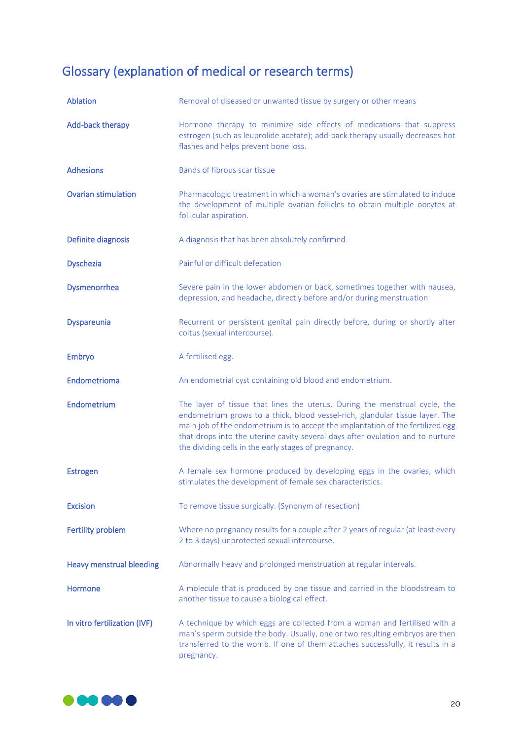# Glossary (explanation of medical or research terms)

| | |
|---|---|
| **Ablation** | Removal of diseased or unwanted tissue by surgery or other means |
| **Add-back therapy** | Hormone therapy to minimize side effects of medications that suppress estrogen (such as leuprolide acetate); add-back therapy usually decreases hot flashes and helps prevent bone loss. |
| **Adhesions** | Bands of fibrous scar tissue |
| **Ovarian stimulation** | Pharmacologic treatment in which a woman's ovaries are stimulated to induce the development of multiple ovarian follicles to obtain multiple oocytes at follicular aspiration. |
| **Definite diagnosis** | A diagnosis that has been absolutely confirmed |
| **Dyschezia** | Painful or difficult defecation |
| **Dysmenorrhea** | Severe pain in the lower abdomen or back, sometimes together with nausea, depression, and headache, directly before and/or during menstruation |
| **Dyspareunia** | Recurrent or persistent genital pain directly before, during or shortly after coitus (sexual intercourse). |
| **Embryo** | A fertilised egg. |
| **Endometrioma** | An endometrial cyst containing old blood and endometrium. |
| **Endometrium** | The layer of tissue that lines the uterus. During the menstrual cycle, the endometrium grows to a thick, blood vessel-rich, glandular tissue layer. The main job of the endometrium is to accept the implantation of the fertilized egg that drops into the uterine cavity several days after ovulation and to nurture the dividing cells in the early stages of pregnancy. |
| **Estrogen** | A female sex hormone produced by developing eggs in the ovaries, which stimulates the development of female sex characteristics. |
| **Excision** | To remove tissue surgically. (Synonym of resection) |
| **Fertility problem** | Where no pregnancy results for a couple after 2 years of regular (at least every 2 to 3 days) unprotected sexual intercourse. |
| **Heavy menstrual bleeding** | Abnormally heavy and prolonged menstruation at regular intervals. |
| **Hormone** | A molecule that is produced by one tissue and carried in the bloodstream to another tissue to cause a biological effect. |
| **In vitro fertilization (IVF)** | A technique by which eggs are collected from a woman and fertilised with a man's sperm outside the body. Usually, one or two resulting embryos are then transferred to the womb. If one of them attaches successfully, it results in a pregnancy. |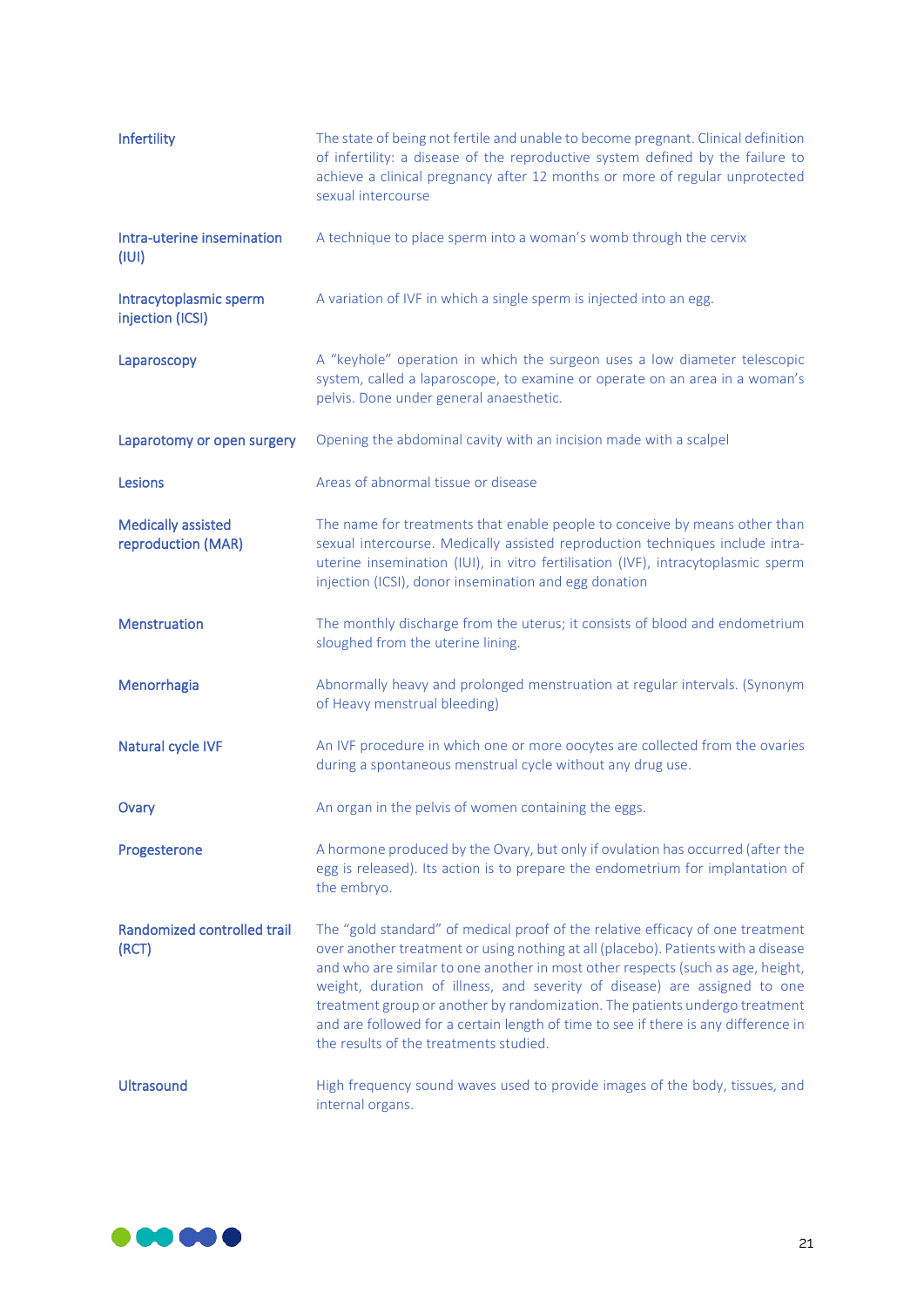| | |
|---|---|
| **Infertility** | The state of being not fertile and unable to become pregnant. Clinical definition of infertility: a disease of the reproductive system defined by the failure to achieve a clinical pregnancy after 12 months or more of regular unprotected sexual intercourse |
| **Intra-uterine insemination (IUI)** | A technique to place sperm into a woman's womb through the cervix |
| **Intracytoplasmic sperm injection (ICSI)** | A variation of IVF in which a single sperm is injected into an egg. |
| **Laparoscopy** | A "keyhole" operation in which the surgeon uses a low diameter telescopic system, called a laparoscope, to examine or operate on an area in a woman's pelvis. Done under general anaesthetic. |
| **Laparotomy or open surgery** | Opening the abdominal cavity with an incision made with a scalpel |
| **Lesions** | Areas of abnormal tissue or disease |
| **Medically assisted reproduction (MAR)** | The name for treatments that enable people to conceive by means other than sexual intercourse. Medically assisted reproduction techniques include intra-uterine insemination (IUI), in vitro fertilisation (IVF), intracytoplasmic sperm injection (ICSI), donor insemination and egg donation |
| **Menstruation** | The monthly discharge from the uterus; it consists of blood and endometrium sloughed from the uterine lining. |
| **Menorrhagia** | Abnormally heavy and prolonged menstruation at regular intervals. (Synonym of Heavy menstrual bleeding) |
| **Natural cycle IVF** | An IVF procedure in which one or more oocytes are collected from the ovaries during a spontaneous menstrual cycle without any drug use. |
| **Ovary** | An organ in the pelvis of women containing the eggs. |
| **Progesterone** | A hormone produced by the Ovary, but only if ovulation has occurred (after the egg is released). Its action is to prepare the endometrium for implantation of the embryo. |
| **Randomized controlled trail (RCT)** | The "gold standard" of medical proof of the relative efficacy of one treatment over another treatment or using nothing at all (placebo). Patients with a disease and who are similar to one another in most other respects (such as age, height, weight, duration of illness, and severity of disease) are assigned to one treatment group or another by randomization. The patients undergo treatment and are followed for a certain length of time to see if there is any difference in the results of the treatments studied. |
| **Ultrasound** | High frequency sound waves used to provide images of the body, tissues, and internal organs. |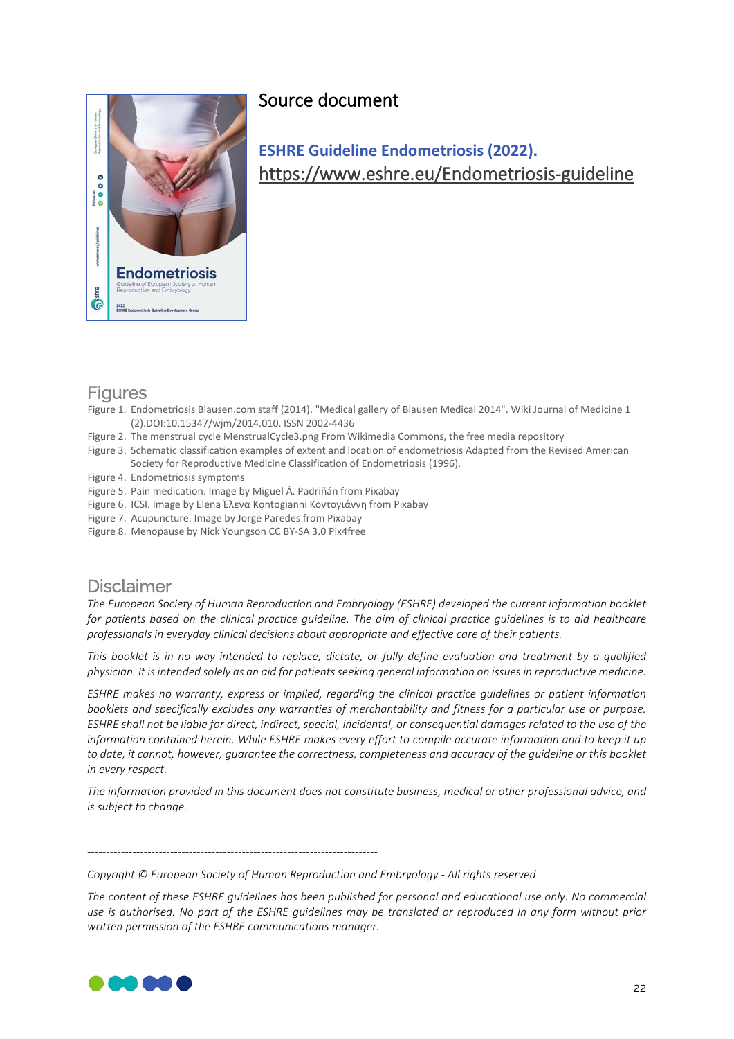## Source document

**ESHRE Guideline Endometriosis (2022).**
https://www.eshre.eu/Endometriosis-guideline

## Figures

Figure 1. Endometriosis Blausen.com staff (2014). "Medical gallery of Blausen Medical 2014". Wiki Journal of Medicine 1 (2).DOI:10.15347/wjm/2014.010. ISSN 2002-4436

Figure 2. The menstrual cycle MenstrualCycle3.png From Wikimedia Commons, the free media repository

Figure 3. Schematic classification examples of extent and location of endometriosis Adapted from the Revised American Society for Reproductive Medicine Classification of Endometriosis (1996).

Figure 4. Endometriosis symptoms

Figure 5. Pain medication. Image by Miguel Á. Padriñán from Pixabay

Figure 6. ICSI. Image by Elena Έλενα Kontogianni Κοντογιάννη from Pixabay

Figure 7. Acupuncture. Image by Jorge Paredes from Pixabay

Figure 8. Menopause by Nick Youngson CC BY-SA 3.0 Pix4free

## Disclaimer

*The European Society of Human Reproduction and Embryology (ESHRE) developed the current information booklet for patients based on the clinical practice guideline. The aim of clinical practice guidelines is to aid healthcare professionals in everyday clinical decisions about appropriate and effective care of their patients.*

*This booklet is in no way intended to replace, dictate, or fully define evaluation and treatment by a qualified physician. It is intended solely as an aid for patients seeking general information on issues in reproductive medicine.*

*ESHRE makes no warranty, express or implied, regarding the clinical practice guidelines or patient information booklets and specifically excludes any warranties of merchantability and fitness for a particular use or purpose. ESHRE shall not be liable for direct, indirect, special, incidental, or consequential damages related to the use of the information contained herein. While ESHRE makes every effort to compile accurate information and to keep it up to date, it cannot, however, guarantee the correctness, completeness and accuracy of the guideline or this booklet in every respect.*

*The information provided in this document does not constitute business, medical or other professional advice, and is subject to change.*

---

*Copyright © European Society of Human Reproduction and Embryology - All rights reserved*

*The content of these ESHRE guidelines has been published for personal and educational use only. No commercial use is authorised. No part of the ESHRE guidelines may be translated or reproduced in any form without prior written permission of the ESHRE communications manager.*